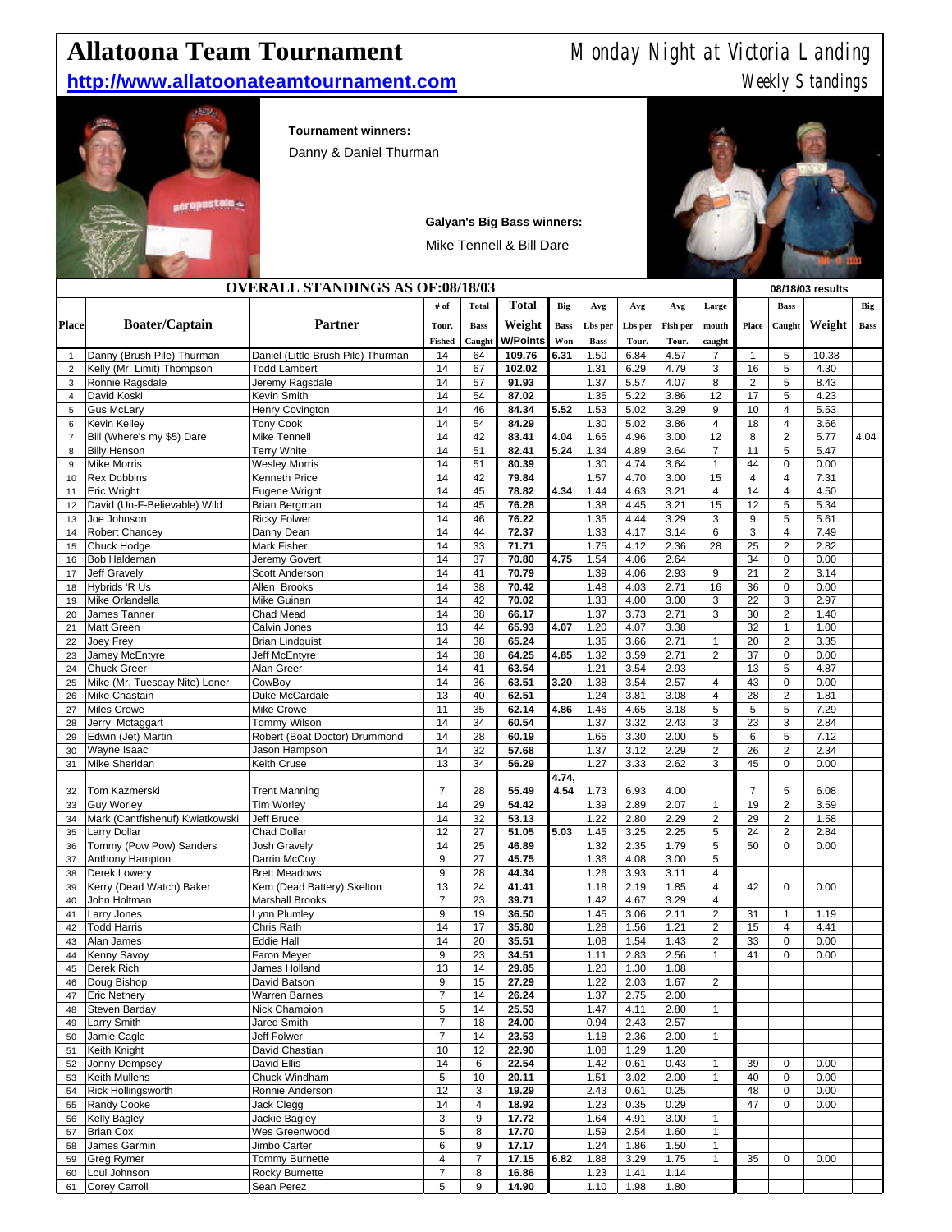# Allatoona Team Tournament

**http://www.allatoonateamtournament.com**

Monday Night at Victoria Landing

Weekly Standings

**Tournament winners:**

Danny & Daniel Thurman

**Galyan's Big Bass winners:**

Mike Tennell & Bill Dare

## OVERALL STANDINGS AS OF:08/18/03

| Place | Boater/Captain | Partner | # of Tour. Fished | Total Bass Caught | Total Weight W/Points | Big Bass Won | Avg Lbs per Bass | Avg Lbs per Tour. | Avg Fish per Tour. | Large mouth caught | 08/18/03 results Place | Bass Caught | Weight | Big Bass |
|---|---|---|---|---|---|---|---|---|---|---|---|---|---|---|
| 1 | Danny (Brush Pile) Thurman | Daniel (Little Brush Pile) Thurman | 14 | 64 | **109.76** | **6.31** | 1.50 | 6.84 | 4.57 | 7 | 1 | 5 | 10.38 | |
| 2 | Kelly (Mr. Limit) Thompson | Todd Lambert | 14 | 67 | **102.02** | | 1.31 | 6.29 | 4.79 | 3 | 16 | 5 | 4.30 | |
| 3 | Ronnie Ragsdale | Jeremy Ragsdale | 14 | 57 | **91.93** | | 1.37 | 5.57 | 4.07 | 8 | 2 | 5 | 8.43 | |
| 4 | David Koski | Kevin Smith | 14 | 54 | **87.02** | | 1.35 | 5.22 | 3.86 | 12 | 17 | 5 | 4.23 | |
| 5 | Gus McLary | Henry Covington | 14 | 46 | **84.34** | **5.52** | 1.53 | 5.02 | 3.29 | 9 | 10 | 4 | 5.53 | |
| 6 | Kevin Kelley | Tony Cook | 14 | 54 | **84.29** | | 1.30 | 5.02 | 3.86 | 4 | 18 | 4 | 3.66 | |
| 7 | Bill (Where's my $5) Dare | Mike Tennell | 14 | 42 | **83.41** | **4.04** | 1.65 | 4.96 | 3.00 | 12 | 8 | 2 | 5.77 | 4.04 |
| 8 | Billy Henson | Terry White | 14 | 51 | **82.41** | **5.24** | 1.34 | 4.89 | 3.64 | 7 | 11 | 5 | 5.47 | |
| 9 | Mike Morris | Wesley Morris | 14 | 51 | **80.39** | | 1.30 | 4.74 | 3.64 | 1 | 44 | 0 | 0.00 | |
| 10 | Rex Dobbins | Kenneth Price | 14 | 42 | **79.84** | | 1.57 | 4.70 | 3.00 | 15 | 4 | 4 | 7.31 | |
| 11 | Eric Wright | Eugene Wright | 14 | 45 | **78.82** | **4.34** | 1.44 | 4.63 | 3.21 | 4 | 14 | 4 | 4.50 | |
| 12 | David (Un-F-Believable) Wild | Brian Bergman | 14 | 45 | **76.28** | | 1.38 | 4.45 | 3.21 | 15 | 12 | 5 | 5.34 | |
| 13 | Joe Johnson | Ricky Folwer | 14 | 46 | **76.22** | | 1.35 | 4.44 | 3.29 | 3 | 9 | 5 | 5.61 | |
| 14 | Robert Chancey | Danny Dean | 14 | 44 | **72.37** | | 1.33 | 4.17 | 3.14 | 6 | 3 | 4 | 7.49 | |
| 15 | Chuck Hodge | Mark Fisher | 14 | 33 | **71.71** | | 1.75 | 4.12 | 2.36 | 28 | 25 | 2 | 2.82 | |
| 16 | Bob Haldeman | Jeremy Govert | 14 | 37 | **70.80** | **4.75** | 1.54 | 4.06 | 2.64 | | 34 | 0 | 0.00 | |
| 17 | Jeff Gravely | Scott Anderson | 14 | 41 | **70.79** | | 1.39 | 4.06 | 2.93 | 9 | 21 | 2 | 3.14 | |
| 18 | Hybrids 'R Us | Allen Brooks | 14 | 38 | **70.42** | | 1.48 | 4.03 | 2.71 | 16 | 36 | 0 | 0.00 | |
| 19 | Mike Orlandella | Mike Guinan | 14 | 42 | **70.02** | | 1.33 | 4.00 | 3.00 | 3 | 22 | 3 | 2.97 | |
| 20 | James Tanner | Chad Mead | 14 | 38 | **66.17** | | 1.37 | 3.73 | 2.71 | 3 | 30 | 2 | 1.40 | |
| 21 | Matt Green | Calvin Jones | 13 | 44 | **65.93** | **4.07** | 1.20 | 4.07 | 3.38 | | 32 | 1 | 1.00 | |
| 22 | Joey Frey | Brian Lindquist | 14 | 38 | **65.24** | | 1.35 | 3.66 | 2.71 | 1 | 20 | 2 | 3.35 | |
| 23 | Jamey McEntyre | Jeff McEntyre | 14 | 38 | **64.25** | **4.85** | 1.32 | 3.59 | 2.71 | 2 | 37 | 0 | 0.00 | |
| 24 | Chuck Greer | Alan Greer | 14 | 41 | **63.54** | | 1.21 | 3.54 | 2.93 | | 13 | 5 | 4.87 | |
| 25 | Mike (Mr. Tuesday Nite) Loner | CowBoy | 14 | 36 | **63.51** | **3.20** | 1.38 | 3.54 | 2.57 | 4 | 43 | 0 | 0.00 | |
| 26 | Mike Chastain | Duke McCardale | 13 | 40 | **62.51** | | 1.24 | 3.81 | 3.08 | 4 | 28 | 2 | 1.81 | |
| 27 | Miles Crowe | Mike Crowe | 11 | 35 | **62.14** | **4.86** | 1.46 | 4.65 | 3.18 | 5 | 5 | 5 | 7.29 | |
| 28 | Jerry Mctaggart | Tommy Wilson | 14 | 34 | **60.54** | | 1.37 | 3.32 | 2.43 | 3 | 23 | 3 | 2.84 | |
| 29 | Edwin (Jet) Martin | Robert (Boat Doctor) Drummond | 14 | 28 | **60.19** | | 1.65 | 3.30 | 2.00 | 5 | 6 | 5 | 7.12 | |
| 30 | Wayne Isaac | Jason Hampson | 14 | 32 | **57.68** | | 1.37 | 3.12 | 2.29 | 2 | 26 | 2 | 2.34 | |
| 31 | Mike Sheridan | Keith Cruse | 13 | 34 | **56.29** | | 1.27 | 3.33 | 2.62 | 3 | 45 | 0 | 0.00 | |
| 32 | Tom Kazmerski | Trent Manning | 7 | 28 | **55.49** | **4.74, 4.54** | 1.73 | 6.93 | 4.00 | | 7 | 5 | 6.08 | |
| 33 | Guy Worley | Tim Worley | 14 | 29 | **54.42** | | 1.39 | 2.89 | 2.07 | 1 | 19 | 2 | 3.59 | |
| 34 | Mark (Cantfishenuf) Kwiatkowski | Jeff Bruce | 14 | 32 | **53.13** | | 1.22 | 2.80 | 2.29 | 2 | 29 | 2 | 1.58 | |
| 35 | Larry Dollar | Chad Dollar | 12 | 27 | **51.05** | **5.03** | 1.45 | 3.25 | 2.25 | 5 | 24 | 2 | 2.84 | |
| 36 | Tommy (Pow Pow) Sanders | Josh Gravely | 14 | 25 | **46.89** | | 1.32 | 2.35 | 1.79 | 5 | 50 | 0 | 0.00 | |
| 37 | Anthony Hampton | Darrin McCoy | 9 | 27 | **45.75** | | 1.36 | 4.08 | 3.00 | 5 | | | | |
| 38 | Derek Lowery | Brett Meadows | 9 | 28 | **44.34** | | 1.26 | 3.93 | 3.11 | 4 | | | | |
| 39 | Kerry (Dead Watch) Baker | Kem (Dead Battery) Skelton | 13 | 24 | **41.41** | | 1.18 | 2.19 | 1.85 | 4 | 42 | 0 | 0.00 | |
| 40 | John Holtman | Marshall Brooks | 7 | 23 | **39.71** | | 1.42 | 4.67 | 3.29 | 4 | | | | |
| 41 | Larry Jones | Lynn Plumley | 9 | 19 | **36.50** | | 1.45 | 3.06 | 2.11 | 2 | 31 | 1 | 1.19 | |
| 42 | Todd Harris | Chris Rath | 14 | 17 | **35.80** | | 1.28 | 1.56 | 1.21 | 2 | 15 | 4 | 4.41 | |
| 43 | Alan James | Eddie Hall | 14 | 20 | **35.51** | | 1.08 | 1.54 | 1.43 | 2 | 33 | 0 | 0.00 | |
| 44 | Kenny Savoy | Faron Meyer | 9 | 23 | **34.51** | | 1.11 | 2.83 | 2.56 | 1 | 41 | 0 | 0.00 | |
| 45 | Derek Rich | James Holland | 13 | 14 | **29.85** | | 1.20 | 1.30 | 1.08 | | | | | |
| 46 | Doug Bishop | David Batson | 9 | 15 | **27.29** | | 1.22 | 2.03 | 1.67 | 2 | | | | |
| 47 | Eric Nethery | Warren Barnes | 7 | 14 | **26.24** | | 1.37 | 2.75 | 2.00 | | | | | |
| 48 | Steven Barday | Nick Champion | 5 | 14 | **25.53** | | 1.47 | 4.11 | 2.80 | 1 | | | | |
| 49 | Larry Smith | Jared Smith | 7 | 18 | **24.00** | | 0.94 | 2.43 | 2.57 | | | | | |
| 50 | Jamie Cagle | Jeff Folwer | 7 | 14 | **23.53** | | 1.18 | 2.36 | 2.00 | 1 | | | | |
| 51 | Keith Knight | David Chastian | 10 | 12 | **22.90** | | 1.08 | 1.29 | 1.20 | | | | | |
| 52 | Jonny Dempsey | David Ellis | 14 | 6 | **22.54** | | 1.42 | 0.61 | 0.43 | 1 | 39 | 0 | 0.00 | |
| 53 | Keith Mullens | Chuck Windham | 5 | 10 | **20.11** | | 1.51 | 3.02 | 2.00 | 1 | 40 | 0 | 0.00 | |
| 54 | Rick Hollingsworth | Ronnie Anderson | 12 | 3 | **19.29** | | 2.43 | 0.61 | 0.25 | | 48 | 0 | 0.00 | |
| 55 | Randy Cooke | Jack Clegg | 14 | 4 | **18.92** | | 1.23 | 0.35 | 0.29 | | 47 | 0 | 0.00 | |
| 56 | Kelly Bagley | Jackie Bagley | 3 | 9 | **17.72** | | 1.64 | 4.91 | 3.00 | 1 | | | | |
| 57 | Brian Cox | Wes Greenwood | 5 | 8 | **17.70** | | 1.59 | 2.54 | 1.60 | 1 | | | | |
| 58 | James Garmin | Jimbo Carter | 6 | 9 | **17.17** | | 1.24 | 1.86 | 1.50 | 1 | | | | |
| 59 | Greg Rymer | Tommy Burnette | 4 | 7 | **17.15** | **6.82** | 1.88 | 3.29 | 1.75 | 1 | 35 | 0 | 0.00 | |
| 60 | Loul Johnson | Rocky Burnette | 7 | 8 | **16.86** | | 1.23 | 1.41 | 1.14 | | | | | |
| 61 | Corey Carroll | Sean Perez | 5 | 9 | **14.90** | | 1.10 | 1.98 | 1.80 | | | | | |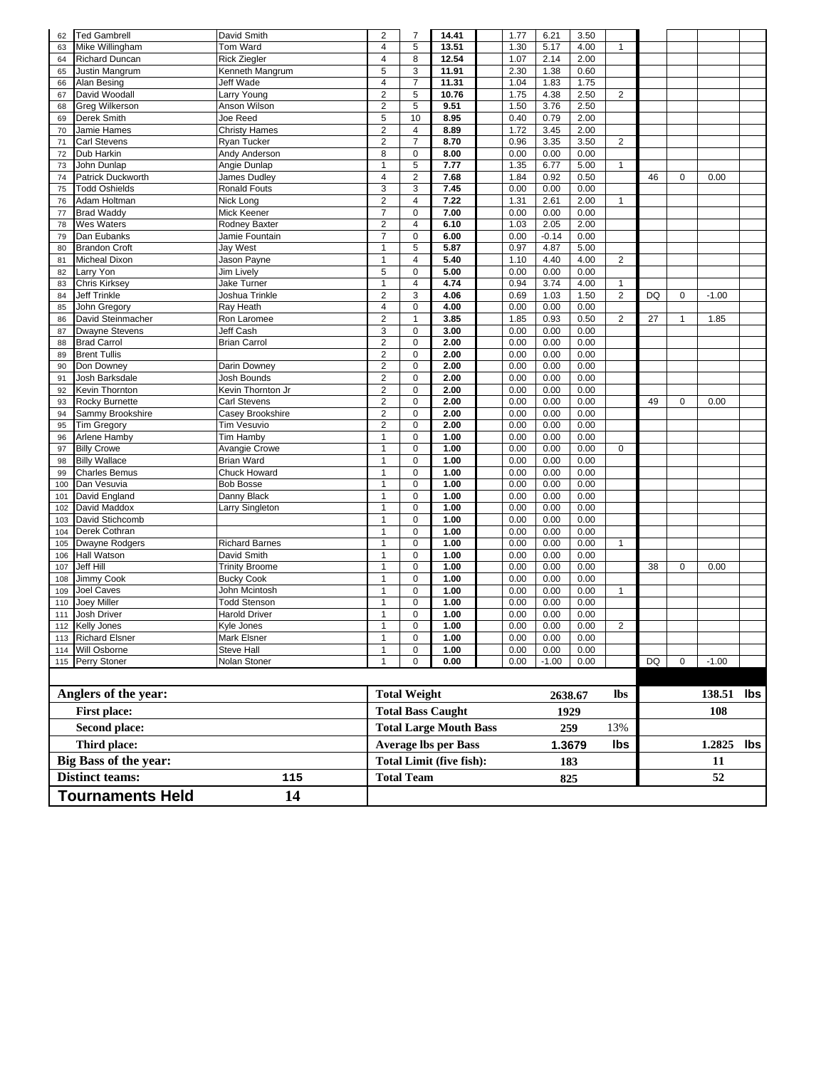| | | | | | | | | | | | | | | | |
|---|---|---|---|---|---|---|---|---|---|---|---|---|---|---|---|
| 62 | Ted Gambrell | David Smith | 2 | 7 | **14.41** | | 1.77 | 6.21 | 3.50 | | | | | | |
| 63 | Mike Willingham | Tom Ward | 4 | 5 | **13.51** | | 1.30 | 5.17 | 4.00 | 1 | | | | | |
| 64 | Richard Duncan | Rick Ziegler | 4 | 8 | **12.54** | | 1.07 | 2.14 | 2.00 | | | | | | |
| 65 | Justin Mangrum | Kenneth Mangrum | 5 | 3 | **11.91** | | 2.30 | 1.38 | 0.60 | | | | | | |
| 66 | Alan Besing | Jeff Wade | 4 | 7 | **11.31** | | 1.04 | 1.83 | 1.75 | | | | | | |
| 67 | David Woodall | Larry Young | 2 | 5 | **10.76** | | 1.75 | 4.38 | 2.50 | 2 | | | | | |
| 68 | Greg Wilkerson | Anson Wilson | 2 | 5 | **9.51** | | 1.50 | 3.76 | 2.50 | | | | | | |
| 69 | Derek Smith | Joe Reed | 5 | 10 | **8.95** | | 0.40 | 0.79 | 2.00 | | | | | | |
| 70 | Jamie Hames | Christy Hames | 2 | 4 | **8.89** | | 1.72 | 3.45 | 2.00 | | | | | | |
| 71 | Carl Stevens | Ryan Tucker | 2 | 7 | **8.70** | | 0.96 | 3.35 | 3.50 | 2 | | | | | |
| 72 | Dub Harkin | Andy Anderson | 8 | 0 | **8.00** | | 0.00 | 0.00 | 0.00 | | | | | | |
| 73 | John Dunlap | Angie Dunlap | 1 | 5 | **7.77** | | 1.35 | 6.77 | 5.00 | 1 | | | | | |
| 74 | Patrick Duckworth | James Dudley | 4 | 2 | **7.68** | | 1.84 | 0.92 | 0.50 | | | 46 | 0 | 0.00 | |
| 75 | Todd Oshields | Ronald Fouts | 3 | 3 | **7.45** | | 0.00 | 0.00 | 0.00 | | | | | | |
| 76 | Adam Holtman | Nick Long | 2 | 4 | **7.22** | | 1.31 | 2.61 | 2.00 | 1 | | | | | |
| 77 | Brad Waddy | Mick Keener | 7 | 0 | **7.00** | | 0.00 | 0.00 | 0.00 | | | | | | |
| 78 | Wes Waters | Rodney Baxter | 2 | 4 | **6.10** | | 1.03 | 2.05 | 2.00 | | | | | | |
| 79 | Dan Eubanks | Jamie Fountain | 7 | 0 | **6.00** | | 0.00 | -0.14 | 0.00 | | | | | | |
| 80 | Brandon Croft | Jay West | 1 | 5 | **5.87** | | 0.97 | 4.87 | 5.00 | | | | | | |
| 81 | Micheal Dixon | Jason Payne | 1 | 4 | **5.40** | | 1.10 | 4.40 | 4.00 | 2 | | | | | |
| 82 | Larry Yon | Jim Lively | 5 | 0 | **5.00** | | 0.00 | 0.00 | 0.00 | | | | | | |
| 83 | Chris Kirksey | Jake Turner | 1 | 4 | **4.74** | | 0.94 | 3.74 | 4.00 | 1 | | | | | |
| 84 | Jeff Trinkle | Joshua Trinkle | 2 | 3 | **4.06** | | 0.69 | 1.03 | 1.50 | 2 | | DQ | 0 | -1.00 | |
| 85 | John Gregory | Ray Heath | 4 | 0 | **4.00** | | 0.00 | 0.00 | 0.00 | | | | | | |
| 86 | David Steinmacher | Ron Laromee | 2 | 1 | **3.85** | | 1.85 | 0.93 | 0.50 | 2 | | 27 | 1 | 1.85 | |
| 87 | Dwayne Stevens | Jeff Cash | 3 | 0 | **3.00** | | 0.00 | 0.00 | 0.00 | | | | | | |
| 88 | Brad Carrol | Brian Carrol | 2 | 0 | **2.00** | | 0.00 | 0.00 | 0.00 | | | | | | |
| 89 | Brent Tullis | | 2 | 0 | **2.00** | | 0.00 | 0.00 | 0.00 | | | | | | |
| 90 | Don Downey | Darin Downey | 2 | 0 | **2.00** | | 0.00 | 0.00 | 0.00 | | | | | | |
| 91 | Josh Barksdale | Josh Bounds | 2 | 0 | **2.00** | | 0.00 | 0.00 | 0.00 | | | | | | |
| 92 | Kevin Thornton | Kevin Thornton Jr | 2 | 0 | **2.00** | | 0.00 | 0.00 | 0.00 | | | | | | |
| 93 | Rocky Burnette | Carl Stevens | 2 | 0 | **2.00** | | 0.00 | 0.00 | 0.00 | | | 49 | 0 | 0.00 | |
| 94 | Sammy Brookshire | Casey Brookshire | 2 | 0 | **2.00** | | 0.00 | 0.00 | 0.00 | | | | | | |
| 95 | Tim Gregory | Tim Vesuvio | 2 | 0 | **2.00** | | 0.00 | 0.00 | 0.00 | | | | | | |
| 96 | Arlene Hamby | Tim Hamby | 1 | 0 | **1.00** | | 0.00 | 0.00 | 0.00 | | | | | | |
| 97 | Billy Crowe | Avangie Crowe | 1 | 0 | **1.00** | | 0.00 | 0.00 | 0.00 | 0 | | | | | |
| 98 | Billy Wallace | Brian Ward | 1 | 0 | **1.00** | | 0.00 | 0.00 | 0.00 | | | | | | |
| 99 | Charles Bemus | Chuck Howard | 1 | 0 | **1.00** | | 0.00 | 0.00 | 0.00 | | | | | | |
| 100 | Dan Vesuvia | Bob Bosse | 1 | 0 | **1.00** | | 0.00 | 0.00 | 0.00 | | | | | | |
| 101 | David England | Danny Black | 1 | 0 | **1.00** | | 0.00 | 0.00 | 0.00 | | | | | | |
| 102 | David Maddox | Larry Singleton | 1 | 0 | **1.00** | | 0.00 | 0.00 | 0.00 | | | | | | |
| 103 | David Stichcomb | | 1 | 0 | **1.00** | | 0.00 | 0.00 | 0.00 | | | | | | |
| 104 | Derek Cothran | | 1 | 0 | **1.00** | | 0.00 | 0.00 | 0.00 | | | | | | |
| 105 | Dwayne Rodgers | Richard Barnes | 1 | 0 | **1.00** | | 0.00 | 0.00 | 0.00 | 1 | | | | | |
| 106 | Hall Watson | David Smith | 1 | 0 | **1.00** | | 0.00 | 0.00 | 0.00 | | | | | | |
| 107 | Jeff Hill | Trinity Broome | 1 | 0 | **1.00** | | 0.00 | 0.00 | 0.00 | | | 38 | 0 | 0.00 | |
| 108 | Jimmy Cook | Bucky Cook | 1 | 0 | **1.00** | | 0.00 | 0.00 | 0.00 | | | | | | |
| 109 | Joel Caves | John Mcintosh | 1 | 0 | **1.00** | | 0.00 | 0.00 | 0.00 | 1 | | | | | |
| 110 | Joey Miller | Todd Stenson | 1 | 0 | **1.00** | | 0.00 | 0.00 | 0.00 | | | | | | |
| 111 | Josh Driver | Harold Driver | 1 | 0 | **1.00** | | 0.00 | 0.00 | 0.00 | | | | | | |
| 112 | Kelly Jones | Kyle Jones | 1 | 0 | **1.00** | | 0.00 | 0.00 | 0.00 | 2 | | | | | |
| 113 | Richard Elsner | Mark Elsner | 1 | 0 | **1.00** | | 0.00 | 0.00 | 0.00 | | | | | | |
| 114 | Will Osborne | Steve Hall | 1 | 0 | **1.00** | | 0.00 | 0.00 | 0.00 | | | | | | |
| 115 | Perry Stoner | Nolan Stoner | 1 | 0 | **0.00** | | 0.00 | -1.00 | 0.00 | | | DQ | 0 | -1.00 | |

| | | | | | |
|---|---|---|---|---|---|
| **Anglers of the year:** | | **Total Weight** | **2638.67** | **lbs** | **138.51 lbs** |
| **First place:** | | **Total Bass Caught** | **1929** | | **108** |
| **Second place:** | | **Total Large Mouth Bass** | **259** | 13% | |
| **Third place:** | | **Average lbs per Bass** | **1.3679** | **lbs** | **1.2825 lbs** |
| **Big Bass of the year:** | | **Total Limit (five fish):** | **183** | | **11** |
| **Distinct teams:** | **115** | **Total Team** | **825** | | **52** |
| **Tournaments Held** | **14** | | | | |